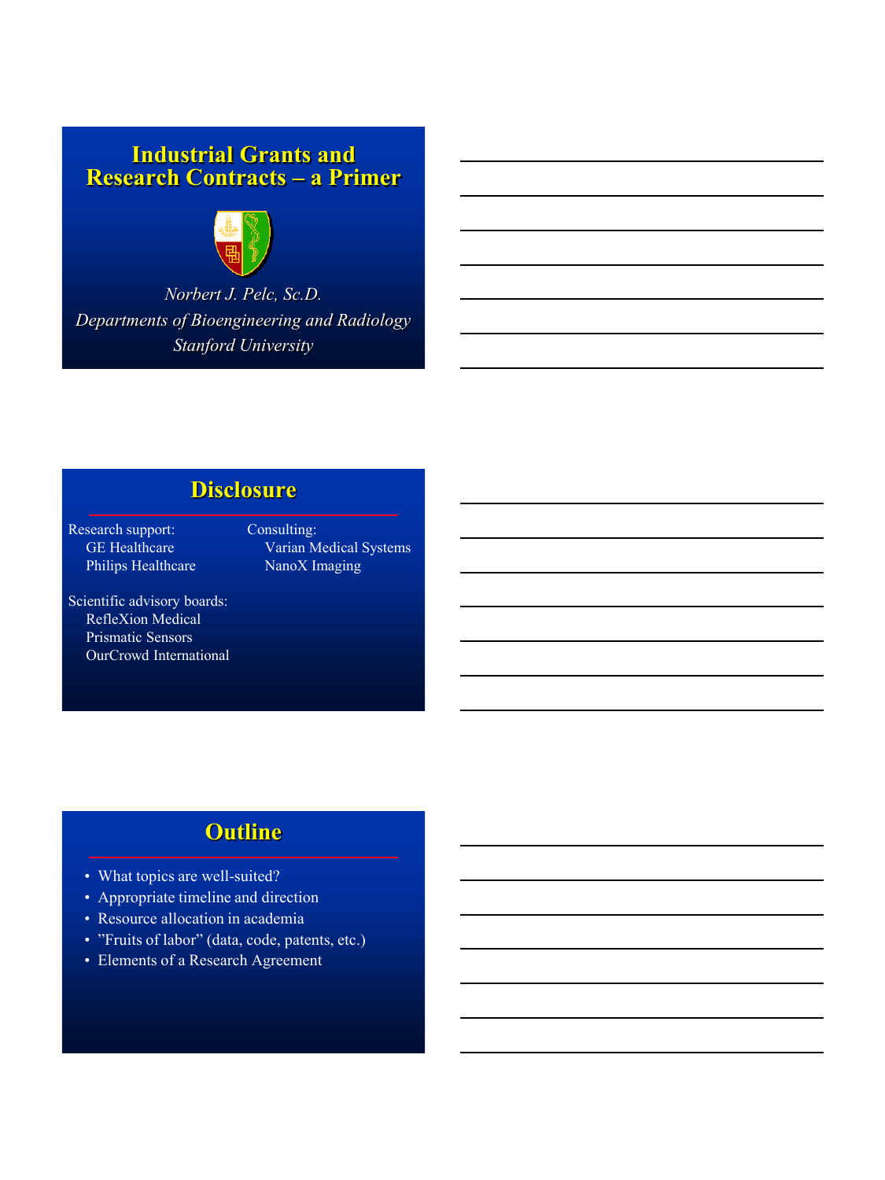# Industrial Grants and Research Contracts – a Primer

*Norbert J. Pelc, Sc.D.*
*Departments of Bioengineering and Radiology*
*Stanford University*

## Disclosure

Research support:
- GE Healthcare
- Philips Healthcare

Consulting:
- Varian Medical Systems
- NanoX Imaging

Scientific advisory boards:
- RefleXion Medical
- Prismatic Sensors
- OurCrowd International

## Outline

- What topics are well-suited?
- Appropriate timeline and direction
- Resource allocation in academia
- ”Fruits of labor” (data, code, patents, etc.)
- Elements of a Research Agreement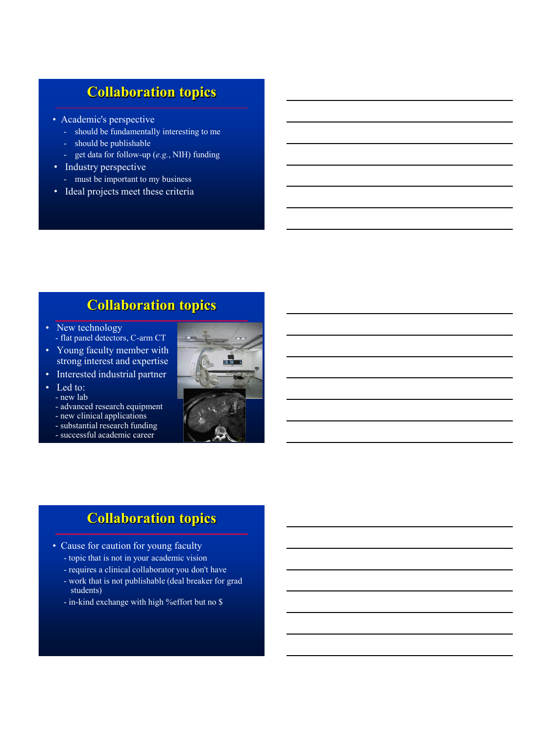## Collaboration topics

- Academic's perspective
  - should be fundamentally interesting to me
  - should be publishable
  - get data for follow-up (*e.g.*, NIH) funding
- Industry perspective
  - must be important to my business
- Ideal projects meet these criteria

## Collaboration topics

- New technology
  - flat panel detectors, C-arm CT
- Young faculty member with strong interest and expertise
- Interested industrial partner
- Led to:
  - new lab
  - advanced research equipment
  - new clinical applications
  - substantial research funding
  - successful academic career

## Collaboration topics

- Cause for caution for young faculty
  - topic that is not in your academic vision
  - requires a clinical collaborator you don't have
  - work that is not publishable (deal breaker for grad students)
  - in-kind exchange with high %effort but no $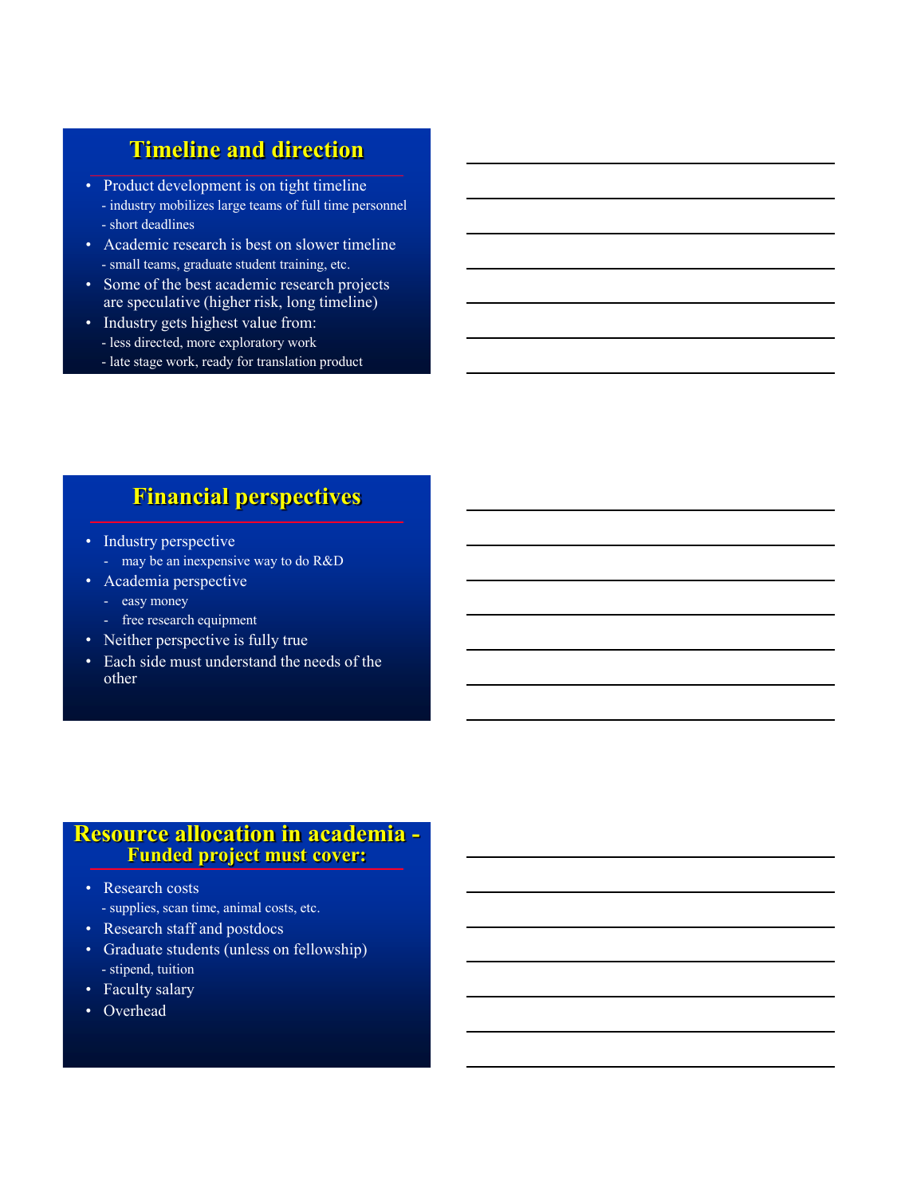## Timeline and direction

- Product development is on tight timeline
  - industry mobilizes large teams of full time personnel
  - short deadlines
- Academic research is best on slower timeline
  - small teams, graduate student training, etc.
- Some of the best academic research projects are speculative (higher risk, long timeline)
- Industry gets highest value from:
  - less directed, more exploratory work
  - late stage work, ready for translation product

## Financial perspectives

- Industry perspective
  - may be an inexpensive way to do R&D
- Academia perspective
  - easy money
  - free research equipment
- Neither perspective is fully true
- Each side must understand the needs of the other

## Resource allocation in academia - Funded project must cover:

- Research costs
  - supplies, scan time, animal costs, etc.
- Research staff and postdocs
- Graduate students (unless on fellowship)
  - stipend, tuition
- Faculty salary
- Overhead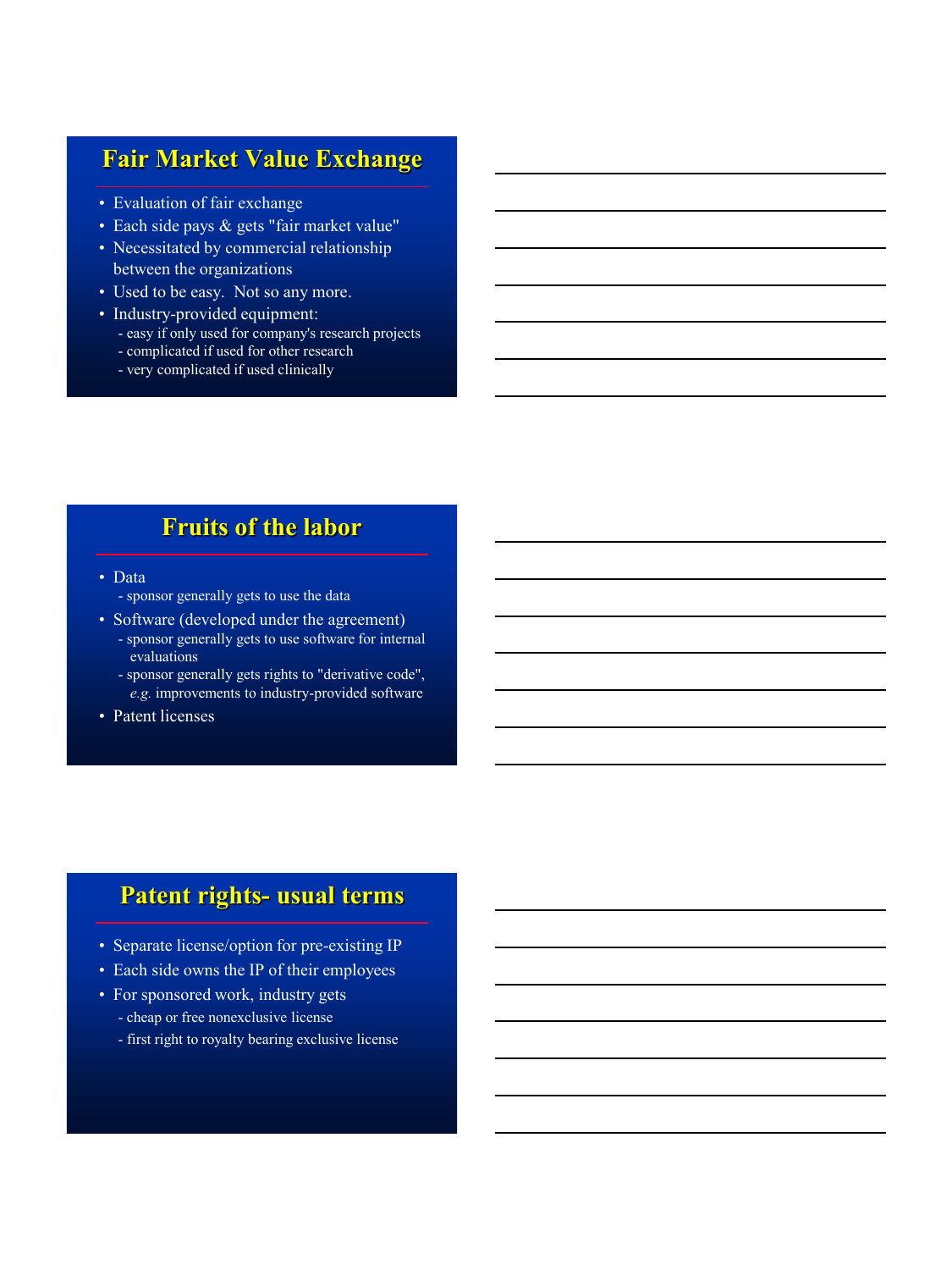## Fair Market Value Exchange

- Evaluation of fair exchange
- Each side pays & gets "fair market value"
- Necessitated by commercial relationship between the organizations
- Used to be easy. Not so any more.
- Industry-provided equipment:
  - easy if only used for company's research projects
  - complicated if used for other research
  - very complicated if used clinically

## Fruits of the labor

- Data
  - sponsor generally gets to use the data
- Software (developed under the agreement)
  - sponsor generally gets to use software for internal evaluations
  - sponsor generally gets rights to "derivative code", *e.g.* improvements to industry-provided software
- Patent licenses

## Patent rights- usual terms

- Separate license/option for pre-existing IP
- Each side owns the IP of their employees
- For sponsored work, industry gets
  - cheap or free nonexclusive license
  - first right to royalty bearing exclusive license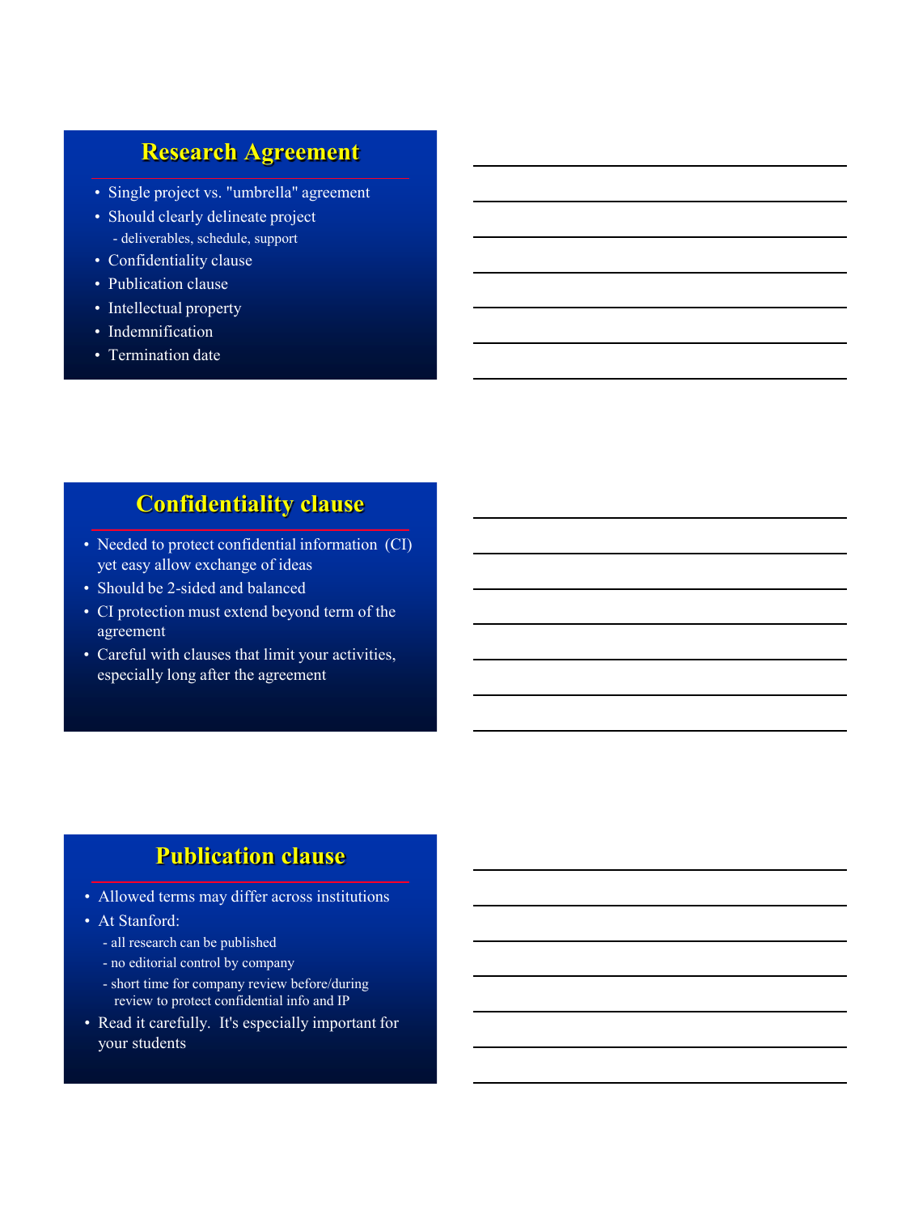## Research Agreement

- Single project vs. "umbrella" agreement
- Should clearly delineate project
  - deliverables, schedule, support
- Confidentiality clause
- Publication clause
- Intellectual property
- Indemnification
- Termination date

## Confidentiality clause

- Needed to protect confidential information (CI) yet easy allow exchange of ideas
- Should be 2-sided and balanced
- CI protection must extend beyond term of the agreement
- Careful with clauses that limit your activities, especially long after the agreement

## Publication clause

- Allowed terms may differ across institutions
- At Stanford:
  - all research can be published
  - no editorial control by company
  - short time for company review before/during review to protect confidential info and IP
- Read it carefully. It's especially important for your students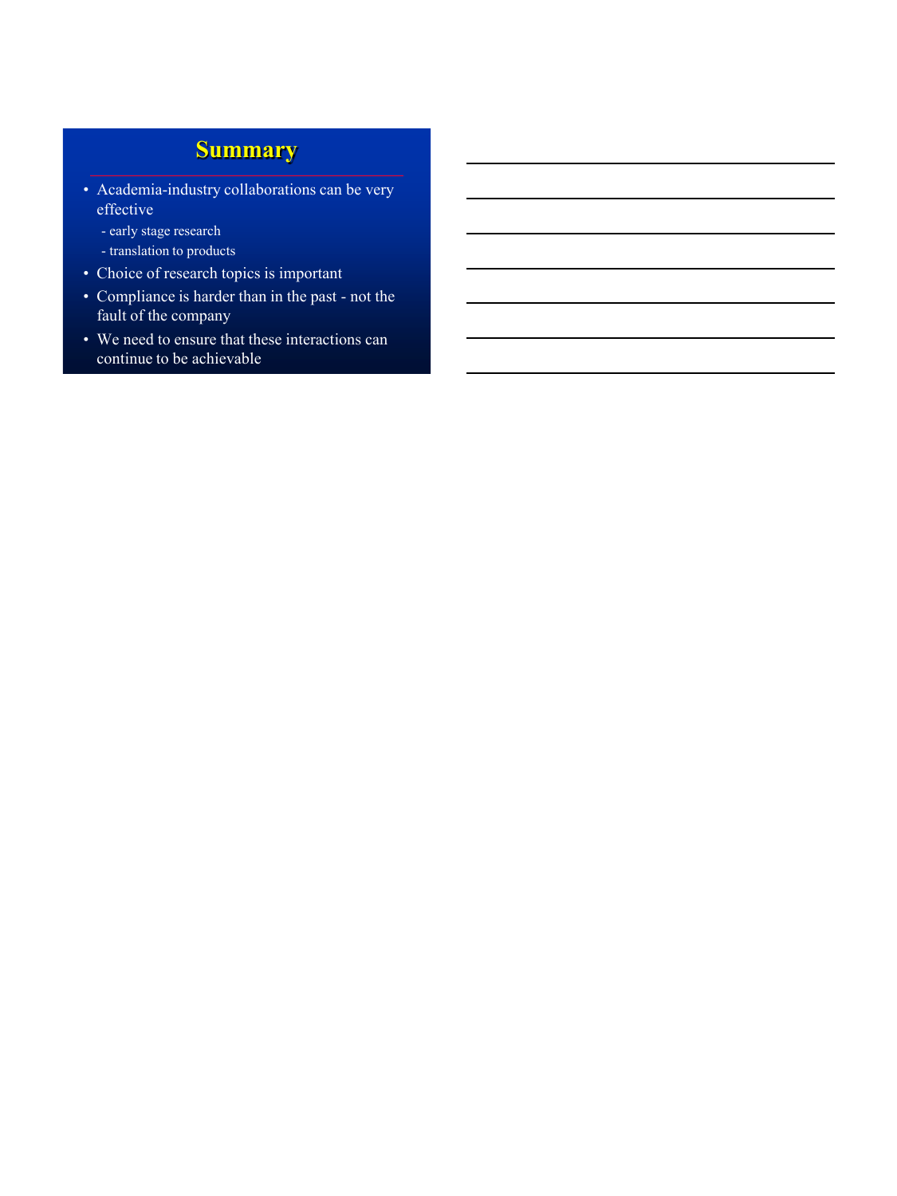# Summary

- Academia-industry collaborations can be very effective
  - early stage research
  - translation to products
- Choice of research topics is important
- Compliance is harder than in the past - not the fault of the company
- We need to ensure that these interactions can continue to be achievable